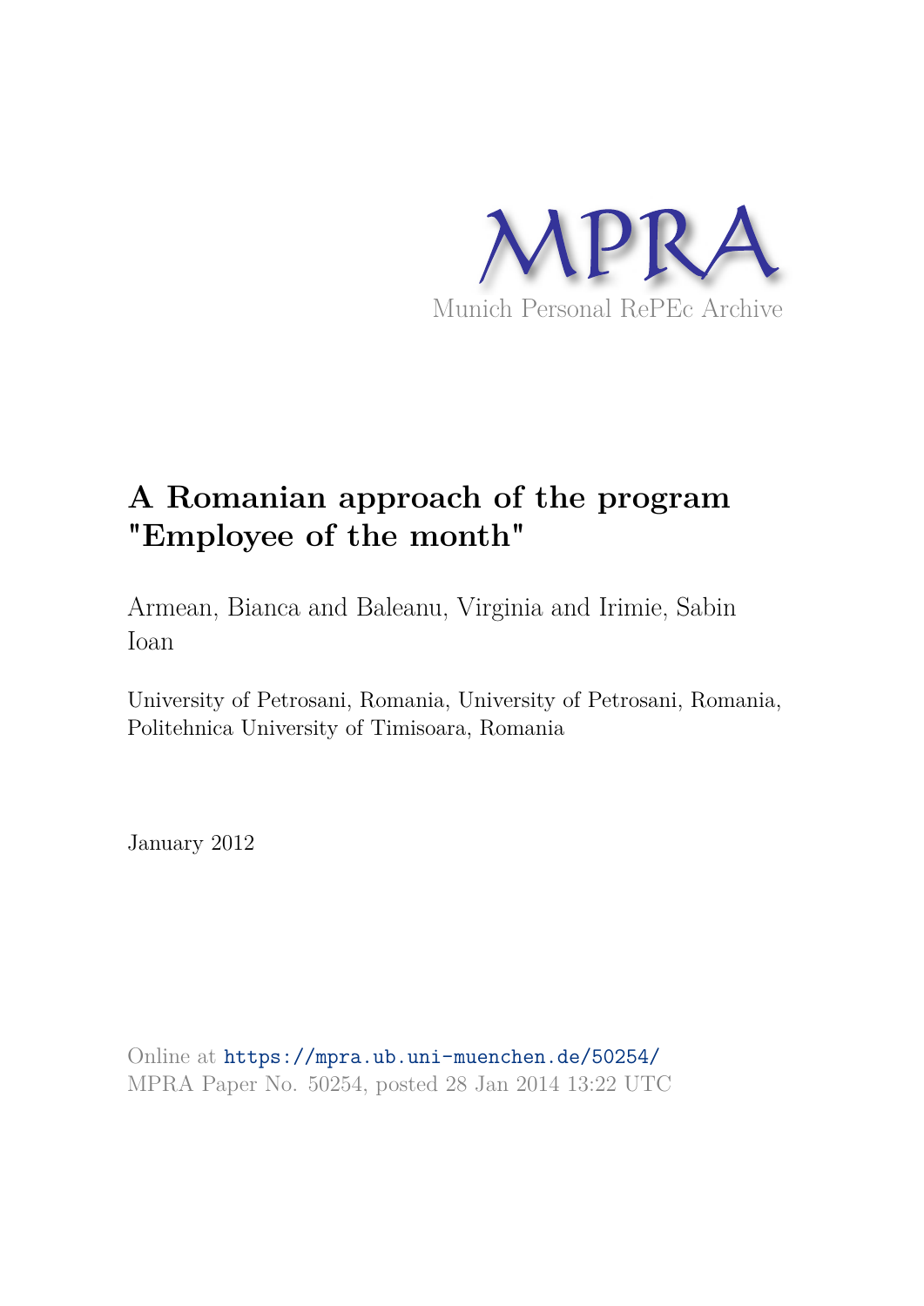MPRA

Munich Personal RePEc Archive

# A Romanian approach of the program "Employee of the month"

Armean, Bianca and Baleanu, Virginia and Irimie, Sabin Ioan

University of Petrosani, Romania, University of Petrosani, Romania, Politehnica University of Timisoara, Romania

January 2012

Online at https://mpra.ub.uni-muenchen.de/50254/
MPRA Paper No. 50254, posted 28 Jan 2014 13:22 UTC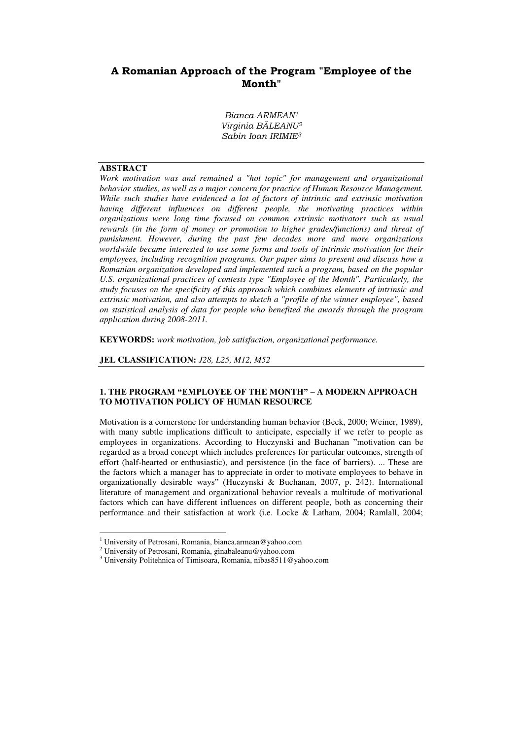# A Romanian Approach of the Program "Employee of the Month"

*Bianca ARMEAN*[1]
*Virginia BĂLEANU*[2]
*Sabin Ioan IRIMIE*[3]

**ABSTRACT**

*Work motivation was and remained a "hot topic" for management and organizational behavior studies, as well as a major concern for practice of Human Resource Management. While such studies have evidenced a lot of factors of intrinsic and extrinsic motivation having different influences on different people, the motivating practices within organizations were long time focused on common extrinsic motivators such as usual rewards (in the form of money or promotion to higher grades/functions) and threat of punishment. However, during the past few decades more and more organizations worldwide became interested to use some forms and tools of intrinsic motivation for their employees, including recognition programs. Our paper aims to present and discuss how a Romanian organization developed and implemented such a program, based on the popular U.S. organizational practices of contests type "Employee of the Month". Particularly, the study focuses on the specificity of this approach which combines elements of intrinsic and extrinsic motivation, and also attempts to sketch a "profile of the winner employee", based on statistical analysis of data for people who benefited the awards through the program application during 2008-2011.*

**KEYWORDS:** *work motivation, job satisfaction, organizational performance.*

**JEL CLASSIFICATION:** *J28, L25, M12, M52*

## 1. THE PROGRAM "EMPLOYEE OF THE MONTH" – A MODERN APPROACH TO MOTIVATION POLICY OF HUMAN RESOURCE

Motivation is a cornerstone for understanding human behavior (Beck, 2000; Weiner, 1989), with many subtle implications difficult to anticipate, especially if we refer to people as employees in organizations. According to Huczynski and Buchanan "motivation can be regarded as a broad concept which includes preferences for particular outcomes, strength of effort (half-hearted or enthusiastic), and persistence (in the face of barriers). ... These are the factors which a manager has to appreciate in order to motivate employees to behave in organizationally desirable ways" (Huczynski & Buchanan, 2007, p. 242). International literature of management and organizational behavior reveals a multitude of motivational factors which can have different influences on different people, both as concerning their performance and their satisfaction at work (i.e. Locke & Latham, 2004; Ramlall, 2004;

---

[1] University of Petrosani, Romania, bianca.armean@yahoo.com
[2] University of Petrosani, Romania, ginabaleanu@yahoo.com
[3] University Politehnica of Timisoara, Romania, nibas8511@yahoo.com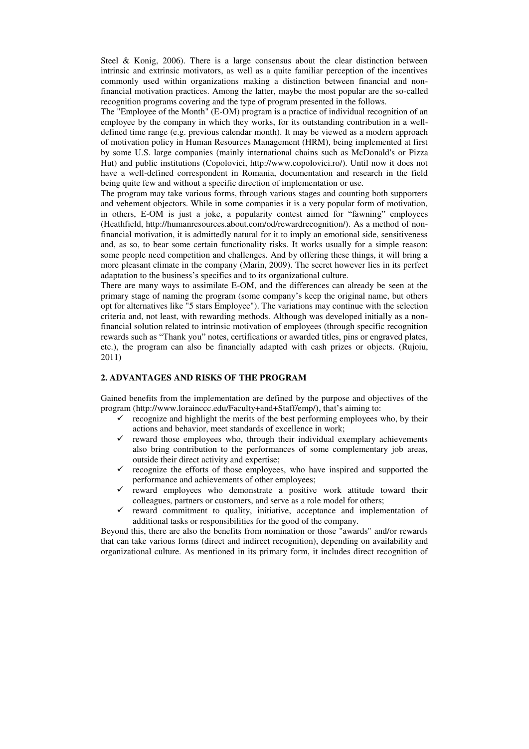Steel & Konig, 2006). There is a large consensus about the clear distinction between intrinsic and extrinsic motivators, as well as a quite familiar perception of the incentives commonly used within organizations making a distinction between financial and non-financial motivation practices. Among the latter, maybe the most popular are the so-called recognition programs covering and the type of program presented in the follows.

The "Employee of the Month" (E-OM) program is a practice of individual recognition of an employee by the company in which they works, for its outstanding contribution in a well-defined time range (e.g. previous calendar month). It may be viewed as a modern approach of motivation policy in Human Resources Management (HRM), being implemented at first by some U.S. large companies (mainly international chains such as McDonald's or Pizza Hut) and public institutions (Copolovici, http://www.copolovici.ro/). Until now it does not have a well-defined correspondent in Romania, documentation and research in the field being quite few and without a specific direction of implementation or use.

The program may take various forms, through various stages and counting both supporters and vehement objectors. While in some companies it is a very popular form of motivation, in others, E-OM is just a joke, a popularity contest aimed for "fawning" employees (Heathfield, http://humanresources.about.com/od/rewardrecognition/). As a method of non-financial motivation, it is admittedly natural for it to imply an emotional side, sensitiveness and, as so, to bear some certain functionality risks. It works usually for a simple reason: some people need competition and challenges. And by offering these things, it will bring a more pleasant climate in the company (Marin, 2009). The secret however lies in its perfect adaptation to the business's specifics and to its organizational culture.

There are many ways to assimilate E-OM, and the differences can already be seen at the primary stage of naming the program (some company's keep the original name, but others opt for alternatives like "5 stars Employee"). The variations may continue with the selection criteria and, not least, with rewarding methods. Although was developed initially as a non-financial solution related to intrinsic motivation of employees (through specific recognition rewards such as "Thank you" notes, certifications or awarded titles, pins or engraved plates, etc.), the program can also be financially adapted with cash prizes or objects. (Rujoiu, 2011)

## 2. ADVANTAGES AND RISKS OF THE PROGRAM

Gained benefits from the implementation are defined by the purpose and objectives of the program (http://www.lorainccc.edu/Faculty+and+Staff/emp/), that's aiming to:

- ✓ recognize and highlight the merits of the best performing employees who, by their actions and behavior, meet standards of excellence in work;
- ✓ reward those employees who, through their individual exemplary achievements also bring contribution to the performances of some complementary job areas, outside their direct activity and expertise;
- ✓ recognize the efforts of those employees, who have inspired and supported the performance and achievements of other employees;
- ✓ reward employees who demonstrate a positive work attitude toward their colleagues, partners or customers, and serve as a role model for others;
- ✓ reward commitment to quality, initiative, acceptance and implementation of additional tasks or responsibilities for the good of the company.

Beyond this, there are also the benefits from nomination or those "awards" and/or rewards that can take various forms (direct and indirect recognition), depending on availability and organizational culture. As mentioned in its primary form, it includes direct recognition of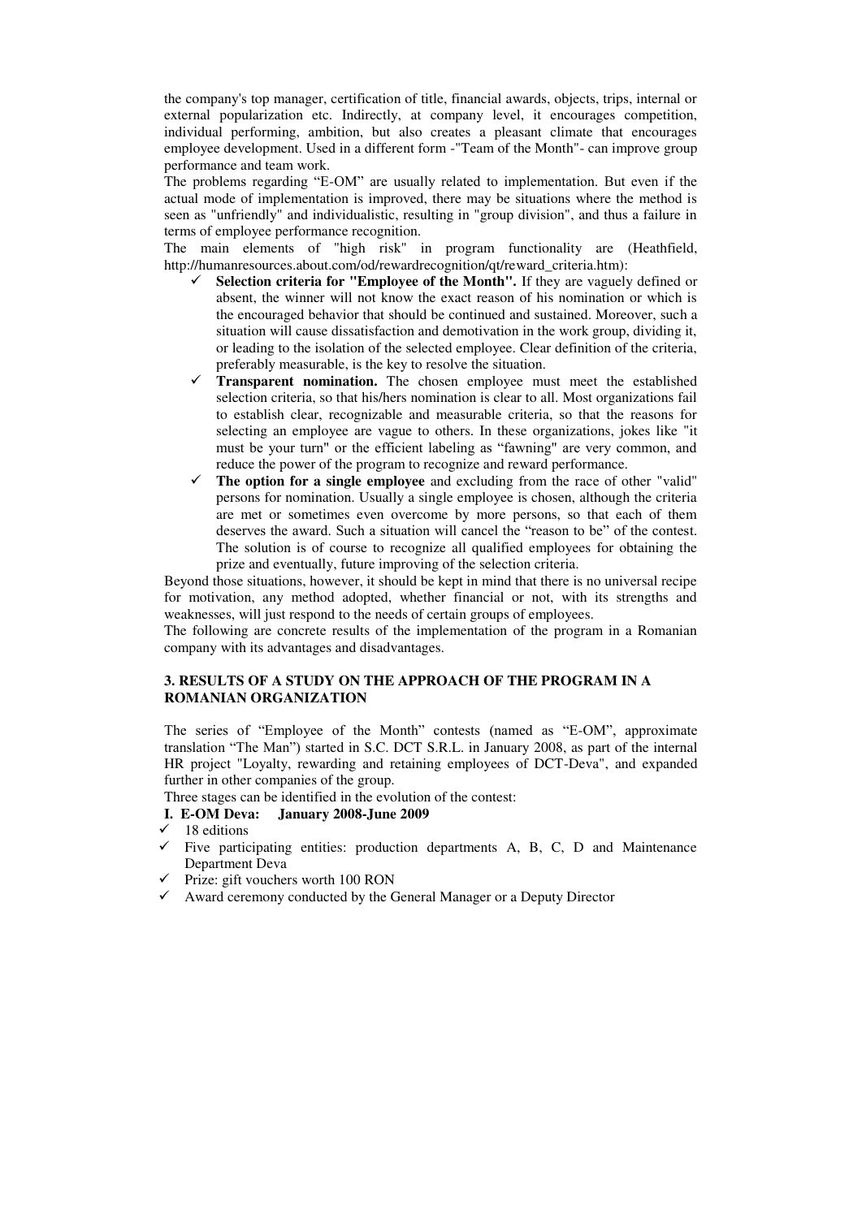the company's top manager, certification of title, financial awards, objects, trips, internal or external popularization etc. Indirectly, at company level, it encourages competition, individual performing, ambition, but also creates a pleasant climate that encourages employee development. Used in a different form -"Team of the Month"- can improve group performance and team work.

The problems regarding "E-OM" are usually related to implementation. But even if the actual mode of implementation is improved, there may be situations where the method is seen as "unfriendly" and individualistic, resulting in "group division", and thus a failure in terms of employee performance recognition.

The main elements of "high risk" in program functionality are (Heathfield, http://humanresources.about.com/od/rewardrecognition/qt/reward_criteria.htm):

- ✓ **Selection criteria for "Employee of the Month".** If they are vaguely defined or absent, the winner will not know the exact reason of his nomination or which is the encouraged behavior that should be continued and sustained. Moreover, such a situation will cause dissatisfaction and demotivation in the work group, dividing it, or leading to the isolation of the selected employee. Clear definition of the criteria, preferably measurable, is the key to resolve the situation.
- ✓ **Transparent nomination.** The chosen employee must meet the established selection criteria, so that his/hers nomination is clear to all. Most organizations fail to establish clear, recognizable and measurable criteria, so that the reasons for selecting an employee are vague to others. In these organizations, jokes like "it must be your turn" or the efficient labeling as "fawning" are very common, and reduce the power of the program to recognize and reward performance.
- ✓ **The option for a single employee** and excluding from the race of other "valid" persons for nomination. Usually a single employee is chosen, although the criteria are met or sometimes even overcome by more persons, so that each of them deserves the award. Such a situation will cancel the "reason to be" of the contest. The solution is of course to recognize all qualified employees for obtaining the prize and eventually, future improving of the selection criteria.

Beyond those situations, however, it should be kept in mind that there is no universal recipe for motivation, any method adopted, whether financial or not, with its strengths and weaknesses, will just respond to the needs of certain groups of employees.

The following are concrete results of the implementation of the program in a Romanian company with its advantages and disadvantages.

## 3. RESULTS OF A STUDY ON THE APPROACH OF THE PROGRAM IN A ROMANIAN ORGANIZATION

The series of "Employee of the Month" contests (named as "E-OM", approximate translation "The Man") started in S.C. DCT S.R.L. in January 2008, as part of the internal HR project "Loyalty, rewarding and retaining employees of DCT-Deva", and expanded further in other companies of the group.

Three stages can be identified in the evolution of the contest:

**I. E-OM Deva: January 2008-June 2009**

- ✓ 18 editions
- ✓ Five participating entities: production departments A, B, C, D and Maintenance Department Deva
- ✓ Prize: gift vouchers worth 100 RON
- ✓ Award ceremony conducted by the General Manager or a Deputy Director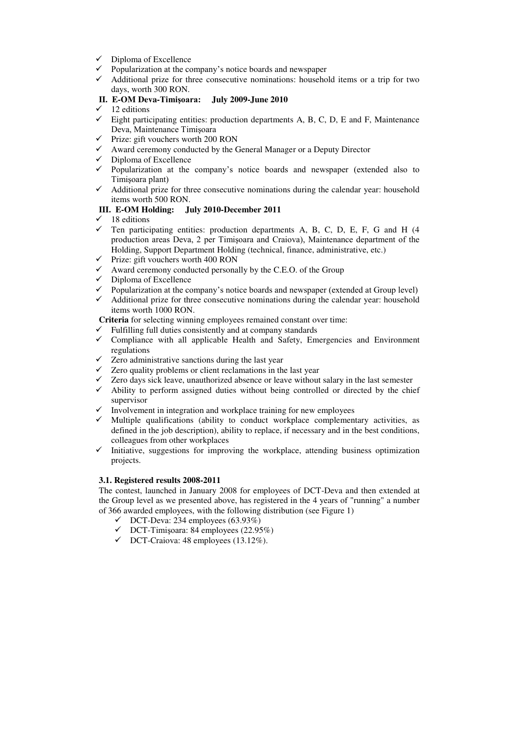- ✓ Diploma of Excellence
- ✓ Popularization at the company's notice boards and newspaper
- ✓ Additional prize for three consecutive nominations: household items or a trip for two days, worth 300 RON.

**II. E-OM Deva-Timişoara: July 2009-June 2010**

- ✓ 12 editions
- ✓ Eight participating entities: production departments A, B, C, D, E and F, Maintenance Deva, Maintenance Timişoara
- ✓ Prize: gift vouchers worth 200 RON
- ✓ Award ceremony conducted by the General Manager or a Deputy Director
- ✓ Diploma of Excellence
- ✓ Popularization at the company's notice boards and newspaper (extended also to Timişoara plant)
- ✓ Additional prize for three consecutive nominations during the calendar year: household items worth 500 RON.

**III. E-OM Holding: July 2010-December 2011**

- ✓ 18 editions
- ✓ Ten participating entities: production departments A, B, C, D, E, F, G and H (4 production areas Deva, 2 per Timişoara and Craiova), Maintenance department of the Holding, Support Department Holding (technical, finance, administrative, etc.)
- ✓ Prize: gift vouchers worth 400 RON
- ✓ Award ceremony conducted personally by the C.E.O. of the Group
- ✓ Diploma of Excellence
- ✓ Popularization at the company's notice boards and newspaper (extended at Group level)
- ✓ Additional prize for three consecutive nominations during the calendar year: household items worth 1000 RON.

**Criteria** for selecting winning employees remained constant over time:

- ✓ Fulfilling full duties consistently and at company standards
- ✓ Compliance with all applicable Health and Safety, Emergencies and Environment regulations
- ✓ Zero administrative sanctions during the last year
- ✓ Zero quality problems or client reclamations in the last year
- ✓ Zero days sick leave, unauthorized absence or leave without salary in the last semester
- ✓ Ability to perform assigned duties without being controlled or directed by the chief supervisor
- ✓ Involvement in integration and workplace training for new employees
- ✓ Multiple qualifications (ability to conduct workplace complementary activities, as defined in the job description), ability to replace, if necessary and in the best conditions, colleagues from other workplaces
- ✓ Initiative, suggestions for improving the workplace, attending business optimization projects.

### 3.1. Registered results 2008-2011

The contest, launched in January 2008 for employees of DCT-Deva and then extended at the Group level as we presented above, has registered in the 4 years of "running" a number of 366 awarded employees, with the following distribution (see Figure 1)

- ✓ DCT-Deva: 234 employees (63.93%)
- ✓ DCT-Timişoara: 84 employees (22.95%)
- ✓ DCT-Craiova: 48 employees (13.12%).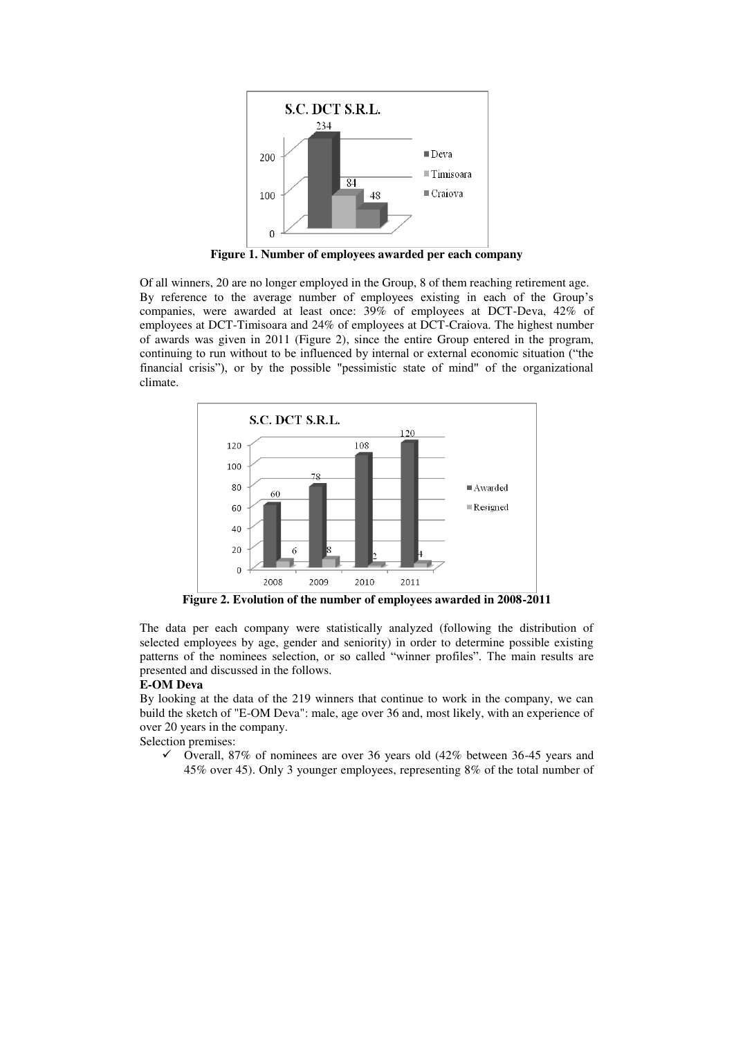Figure 1. Number of employees awarded per each company

Of all winners, 20 are no longer employed in the Group, 8 of them reaching retirement age. By reference to the average number of employees existing in each of the Group's companies, were awarded at least once: 39% of employees at DCT-Deva, 42% of employees at DCT-Timisoara and 24% of employees at DCT-Craiova. The highest number of awards was given in 2011 (Figure 2), since the entire Group entered in the program, continuing to run without to be influenced by internal or external economic situation ("the financial crisis"), or by the possible "pessimistic state of mind" of the organizational climate.

Figure 2. Evolution of the number of employees awarded in 2008-2011

The data per each company were statistically analyzed (following the distribution of selected employees by age, gender and seniority) in order to determine possible existing patterns of the nominees selection, or so called "winner profiles". The main results are presented and discussed in the follows.

**E-OM Deva**

By looking at the data of the 219 winners that continue to work in the company, we can build the sketch of "E-OM Deva": male, age over 36 and, most likely, with an experience of over 20 years in the company.

Selection premises:

- ✓ Overall, 87% of nominees are over 36 years old (42% between 36-45 years and 45% over 45). Only 3 younger employees, representing 8% of the total number of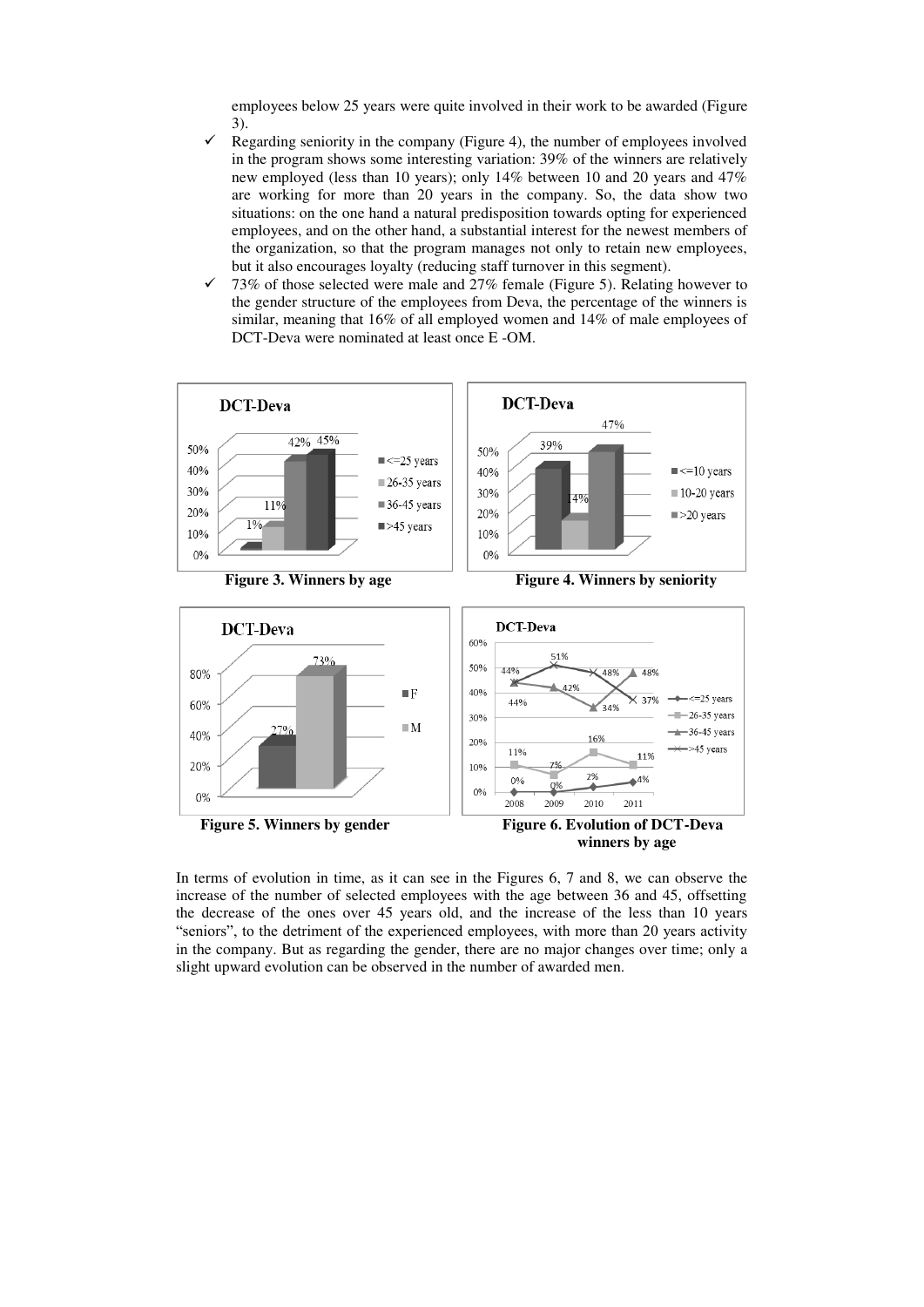employees below 25 years were quite involved in their work to be awarded (Figure 3).

- ✓ Regarding seniority in the company (Figure 4), the number of employees involved in the program shows some interesting variation: 39% of the winners are relatively new employed (less than 10 years); only 14% between 10 and 20 years and 47% are working for more than 20 years in the company. So, the data show two situations: on the one hand a natural predisposition towards opting for experienced employees, and on the other hand, a substantial interest for the newest members of the organization, so that the program manages not only to retain new employees, but it also encourages loyalty (reducing staff turnover in this segment).
- ✓ 73% of those selected were male and 27% female (Figure 5). Relating however to the gender structure of the employees from Deva, the percentage of the winners is similar, meaning that 16% of all employed women and 14% of male employees of DCT-Deva were nominated at least once E -OM.

**Figure 3. Winners by age**

**Figure 4. Winners by seniority**

**Figure 5. Winners by gender**

**Figure 6. Evolution of DCT-Deva winners by age**

In terms of evolution in time, as it can see in the Figures 6, 7 and 8, we can observe the increase of the number of selected employees with the age between 36 and 45, offsetting the decrease of the ones over 45 years old, and the increase of the less than 10 years "seniors", to the detriment of the experienced employees, with more than 20 years activity in the company. But as regarding the gender, there are no major changes over time; only a slight upward evolution can be observed in the number of awarded men.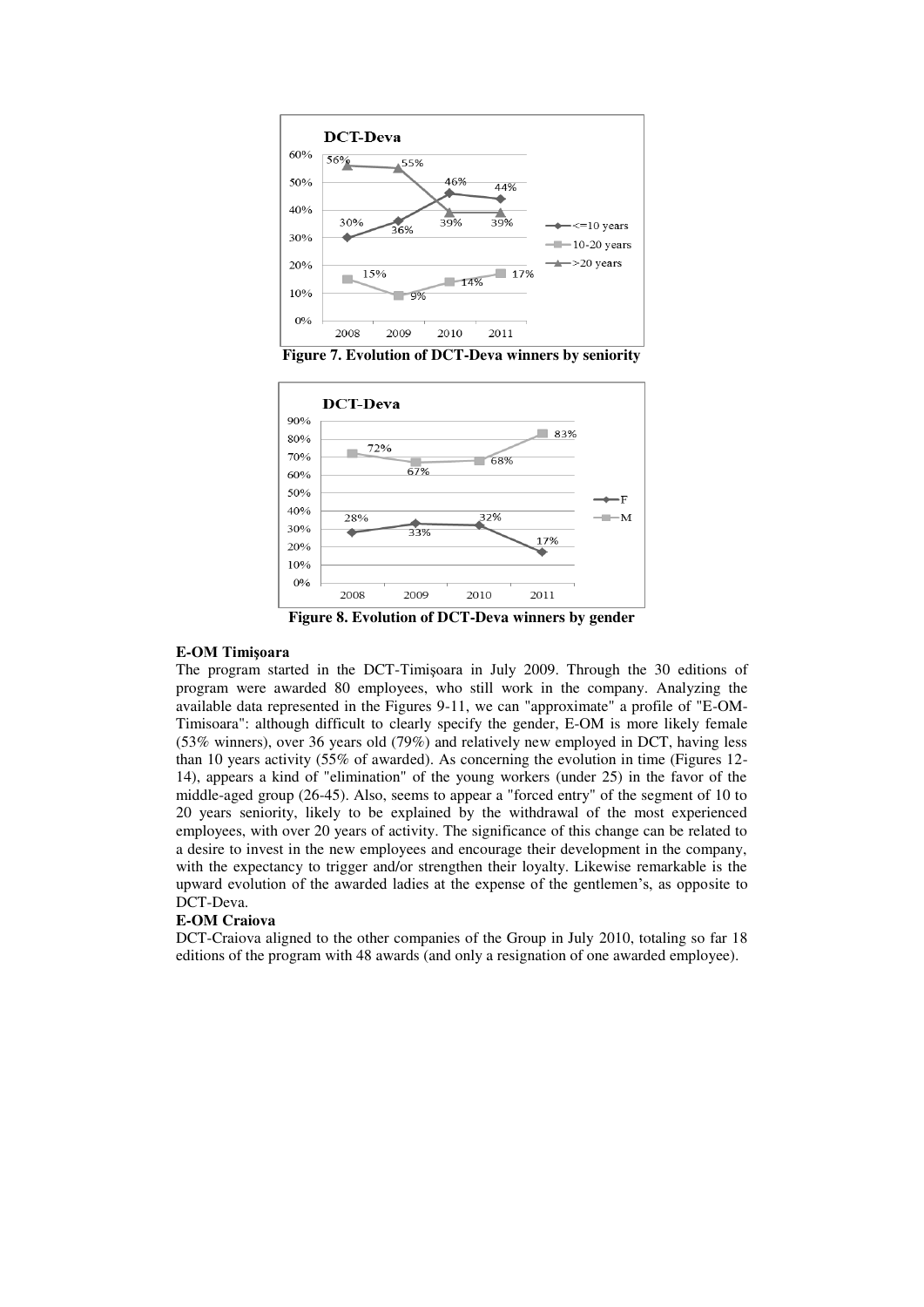**Figure 7. Evolution of DCT-Deva winners by seniority**

**Figure 8. Evolution of DCT-Deva winners by gender**

**E-OM Timişoara**

The program started in the DCT-Timişoara in July 2009. Through the 30 editions of program were awarded 80 employees, who still work in the company. Analyzing the available data represented in the Figures 9-11, we can "approximate" a profile of "E-OM-Timisoara": although difficult to clearly specify the gender, E-OM is more likely female (53% winners), over 36 years old (79%) and relatively new employed in DCT, having less than 10 years activity (55% of awarded). As concerning the evolution in time (Figures 12-14), appears a kind of "elimination" of the young workers (under 25) in the favor of the middle-aged group (26-45). Also, seems to appear a "forced entry" of the segment of 10 to 20 years seniority, likely to be explained by the withdrawal of the most experienced employees, with over 20 years of activity. The significance of this change can be related to a desire to invest in the new employees and encourage their development in the company, with the expectancy to trigger and/or strengthen their loyalty. Likewise remarkable is the upward evolution of the awarded ladies at the expense of the gentlemen's, as opposite to DCT-Deva.

**E-OM Craiova**

DCT-Craiova aligned to the other companies of the Group in July 2010, totaling so far 18 editions of the program with 48 awards (and only a resignation of one awarded employee).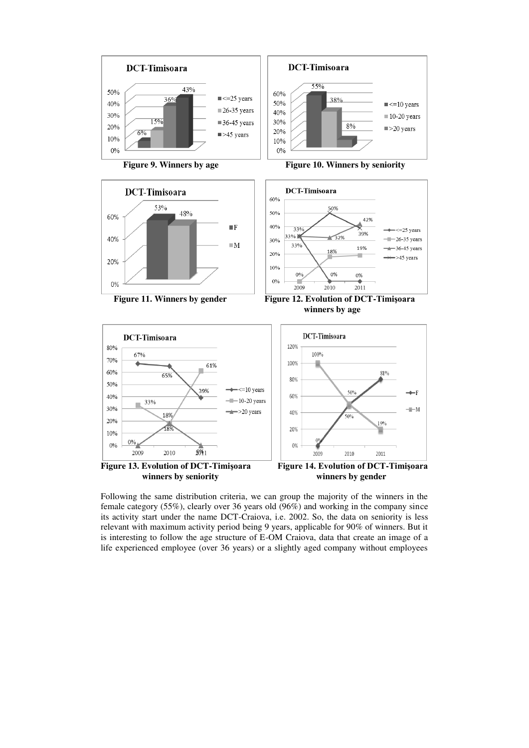Figure 9. Winners by age

Figure 10. Winners by seniority

Figure 11. Winners by gender

Figure 12. Evolution of DCT-Timişoara winners by age

Figure 13. Evolution of DCT-Timişoara winners by seniority

Figure 14. Evolution of DCT-Timişoara winners by gender

Following the same distribution criteria, we can group the majority of the winners in the female category (55%), clearly over 36 years old (96%) and working in the company since its activity start under the name DCT-Craiova, i.e. 2002. So, the data on seniority is less relevant with maximum activity period being 9 years, applicable for 90% of winners. But it is interesting to follow the age structure of E-OM Craiova, data that create an image of a life experienced employee (over 36 years) or a slightly aged company without employees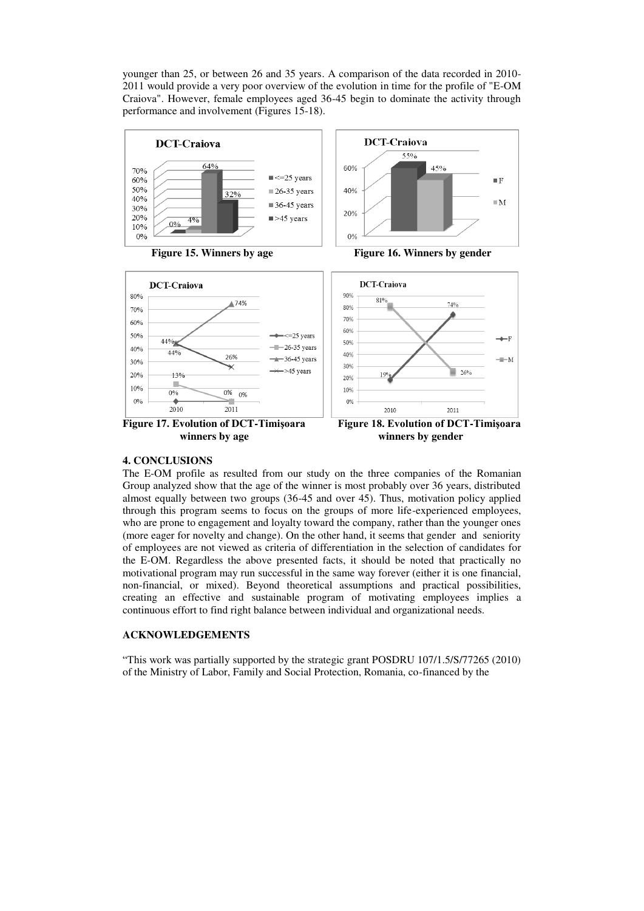younger than 25, or between 26 and 35 years. A comparison of the data recorded in 2010-2011 would provide a very poor overview of the evolution in time for the profile of "E-OM Craiova". However, female employees aged 36-45 begin to dominate the activity through performance and involvement (Figures 15-18).

**Figure 15. Winners by age**

**Figure 16. Winners by gender**

**Figure 17. Evolution of DCT-Timişoara winners by age**

**Figure 18. Evolution of DCT-Timişoara winners by gender**

## 4. CONCLUSIONS

The E-OM profile as resulted from our study on the three companies of the Romanian Group analyzed show that the age of the winner is most probably over 36 years, distributed almost equally between two groups (36-45 and over 45). Thus, motivation policy applied through this program seems to focus on the groups of more life-experienced employees, who are prone to engagement and loyalty toward the company, rather than the younger ones (more eager for novelty and change). On the other hand, it seems that gender and seniority of employees are not viewed as criteria of differentiation in the selection of candidates for the E-OM. Regardless the above presented facts, it should be noted that practically no motivational program may run successful in the same way forever (either it is one financial, non-financial, or mixed). Beyond theoretical assumptions and practical possibilities, creating an effective and sustainable program of motivating employees implies a continuous effort to find right balance between individual and organizational needs.

## ACKNOWLEDGEMENTS

"This work was partially supported by the strategic grant POSDRU 107/1.5/S/77265 (2010) of the Ministry of Labor, Family and Social Protection, Romania, co-financed by the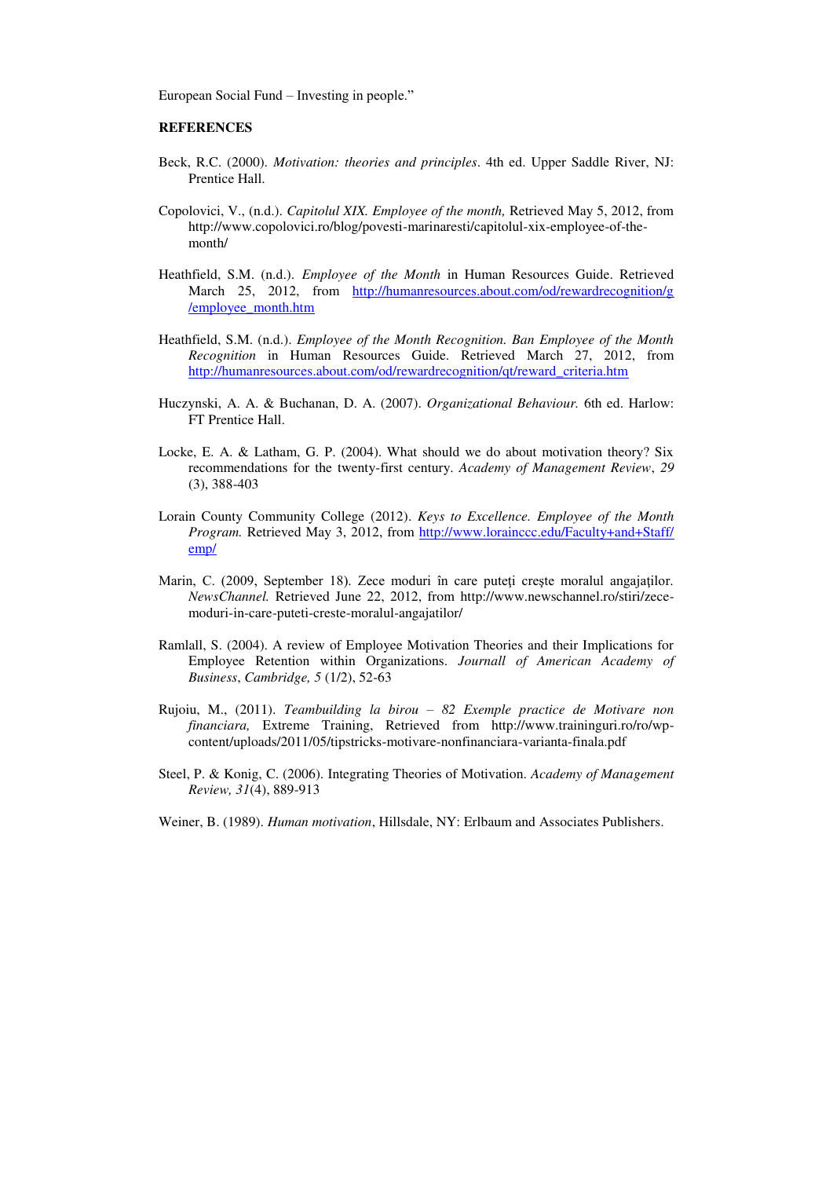European Social Fund – Investing in people."

**REFERENCES**

Beck, R.C. (2000). *Motivation: theories and principles*. 4th ed. Upper Saddle River, NJ: Prentice Hall.

Copolovici, V., (n.d.). *Capitolul XIX. Employee of the month,* Retrieved May 5, 2012, from http://www.copolovici.ro/blog/povesti-marinaresti/capitolul-xix-employee-of-the-month/

Heathfield, S.M. (n.d.). *Employee of the Month* in Human Resources Guide. Retrieved March 25, 2012, from http://humanresources.about.com/od/rewardrecognition/g/employee_month.htm

Heathfield, S.M. (n.d.). *Employee of the Month Recognition. Ban Employee of the Month Recognition* in Human Resources Guide. Retrieved March 27, 2012, from http://humanresources.about.com/od/rewardrecognition/qt/reward_criteria.htm

Huczynski, A. A. & Buchanan, D. A. (2007). *Organizational Behaviour.* 6th ed. Harlow: FT Prentice Hall.

Locke, E. A. & Latham, G. P. (2004). What should we do about motivation theory? Six recommendations for the twenty-first century. *Academy of Management Review*, *29* (3), 388-403

Lorain County Community College (2012). *Keys to Excellence. Employee of the Month Program.* Retrieved May 3, 2012, from http://www.lorainccc.edu/Faculty+and+Staff/emp/

Marin, C. (2009, September 18). Zece moduri în care puteţi creşte moralul angajaţilor. *NewsChannel.* Retrieved June 22, 2012, from http://www.newschannel.ro/stiri/zece-moduri-in-care-puteti-creste-moralul-angajatilor/

Ramlall, S. (2004). A review of Employee Motivation Theories and their Implications for Employee Retention within Organizations. *Journall of American Academy of Business*, *Cambridge, 5* (1/2), 52-63

Rujoiu, M., (2011). *Teambuilding la birou – 82 Exemple practice de Motivare non financiara,* Extreme Training, Retrieved from http://www.traininguri.ro/ro/wp-content/uploads/2011/05/tipstricks-motivare-nonfinanciara-varianta-finala.pdf

Steel, P. & Konig, C. (2006). Integrating Theories of Motivation. *Academy of Management Review, 31*(4), 889-913

Weiner, B. (1989). *Human motivation*, Hillsdale, NY: Erlbaum and Associates Publishers.